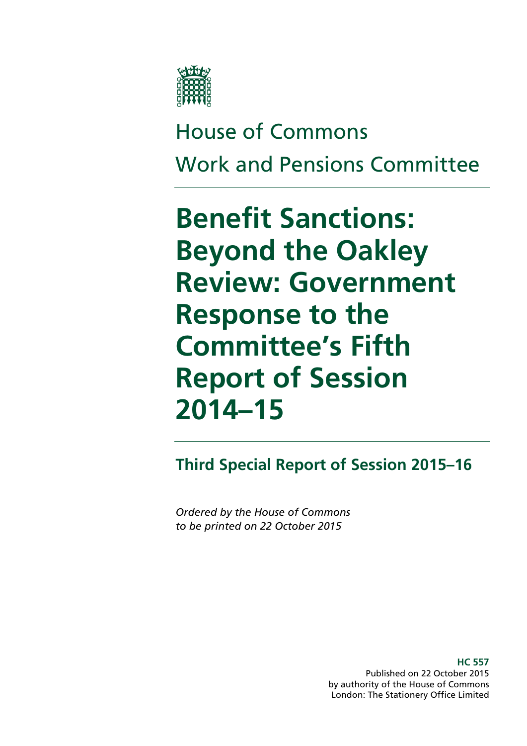House of Commons

Work and Pensions Committee

# Benefit Sanctions: Beyond the Oakley Review: Government Response to the Committee's Fifth Report of Session 2014–15

## Third Special Report of Session 2015–16

*Ordered by the House of Commons to be printed on 22 October 2015*

**HC 557**
Published on 22 October 2015
by authority of the House of Commons
London: The Stationery Office Limited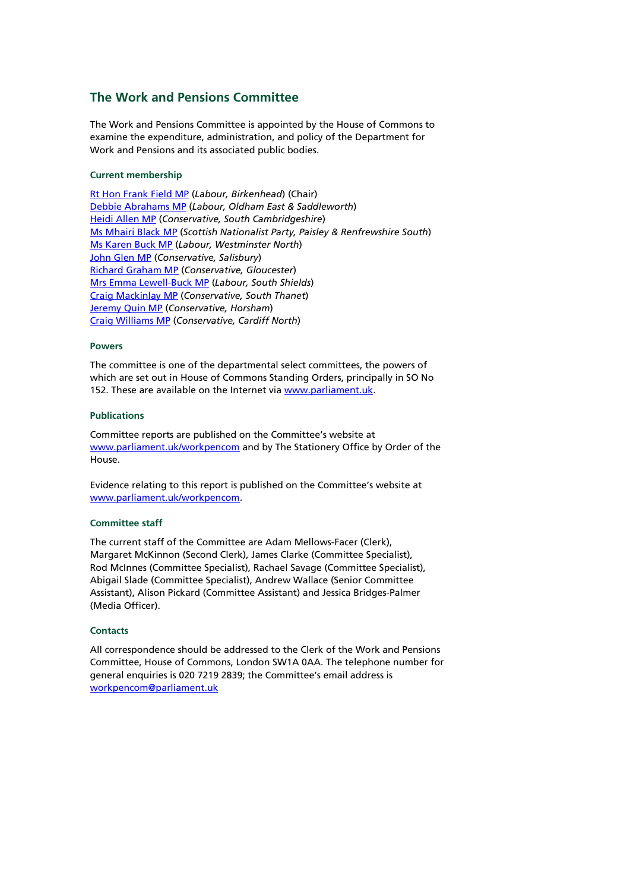## The Work and Pensions Committee

The Work and Pensions Committee is appointed by the House of Commons to examine the expenditure, administration, and policy of the Department for Work and Pensions and its associated public bodies.

### Current membership

Rt Hon Frank Field MP (*Labour, Birkenhead*) (Chair)
Debbie Abrahams MP (*Labour, Oldham East & Saddleworth*)
Heidi Allen MP (*Conservative, South Cambridgeshire*)
Ms Mhairi Black MP (*Scottish Nationalist Party, Paisley & Renfrewshire South*)
Ms Karen Buck MP (*Labour, Westminster North*)
John Glen MP (*Conservative, Salisbury*)
Richard Graham MP (*Conservative, Gloucester*)
Mrs Emma Lewell-Buck MP (*Labour, South Shields*)
Craig Mackinlay MP (*Conservative, South Thanet*)
Jeremy Quin MP (*Conservative, Horsham*)
Craig Williams MP (*Conservative, Cardiff North*)

### Powers

The committee is one of the departmental select committees, the powers of which are set out in House of Commons Standing Orders, principally in SO No 152. These are available on the Internet via www.parliament.uk.

### Publications

Committee reports are published on the Committee's website at www.parliament.uk/workpencom and by The Stationery Office by Order of the House.

Evidence relating to this report is published on the Committee's website at www.parliament.uk/workpencom.

### Committee staff

The current staff of the Committee are Adam Mellows-Facer (Clerk), Margaret McKinnon (Second Clerk), James Clarke (Committee Specialist), Rod McInnes (Committee Specialist), Rachael Savage (Committee Specialist), Abigail Slade (Committee Specialist), Andrew Wallace (Senior Committee Assistant), Alison Pickard (Committee Assistant) and Jessica Bridges-Palmer (Media Officer).

### Contacts

All correspondence should be addressed to the Clerk of the Work and Pensions Committee, House of Commons, London SW1A 0AA. The telephone number for general enquiries is 020 7219 2839; the Committee's email address is workpencom@parliament.uk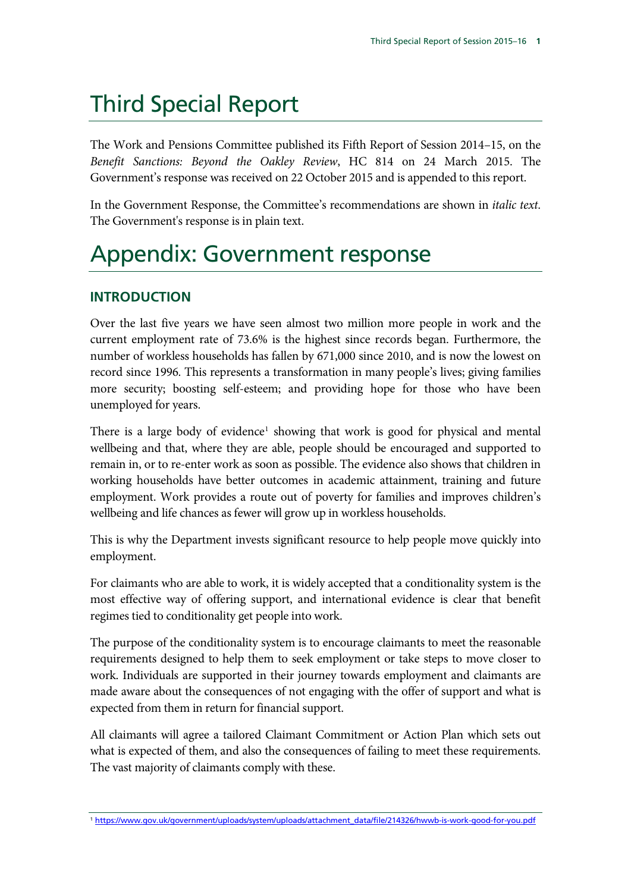# Third Special Report

The Work and Pensions Committee published its Fifth Report of Session 2014–15, on the *Benefit Sanctions: Beyond the Oakley Review*, HC 814 on 24 March 2015. The Government's response was received on 22 October 2015 and is appended to this report.

In the Government Response, the Committee's recommendations are shown in *italic text*. The Government's response is in plain text.

# Appendix: Government response

## INTRODUCTION

Over the last five years we have seen almost two million more people in work and the current employment rate of 73.6% is the highest since records began. Furthermore, the number of workless households has fallen by 671,000 since 2010, and is now the lowest on record since 1996. This represents a transformation in many people's lives; giving families more security; boosting self-esteem; and providing hope for those who have been unemployed for years.

There is a large body of evidence[1] showing that work is good for physical and mental wellbeing and that, where they are able, people should be encouraged and supported to remain in, or to re-enter work as soon as possible. The evidence also shows that children in working households have better outcomes in academic attainment, training and future employment. Work provides a route out of poverty for families and improves children's wellbeing and life chances as fewer will grow up in workless households.

This is why the Department invests significant resource to help people move quickly into employment.

For claimants who are able to work, it is widely accepted that a conditionality system is the most effective way of offering support, and international evidence is clear that benefit regimes tied to conditionality get people into work.

The purpose of the conditionality system is to encourage claimants to meet the reasonable requirements designed to help them to seek employment or take steps to move closer to work. Individuals are supported in their journey towards employment and claimants are made aware about the consequences of not engaging with the offer of support and what is expected from them in return for financial support.

All claimants will agree a tailored Claimant Commitment or Action Plan which sets out what is expected of them, and also the consequences of failing to meet these requirements. The vast majority of claimants comply with these.

[1] https://www.gov.uk/government/uploads/system/uploads/attachment_data/file/214326/hwwb-is-work-good-for-you.pdf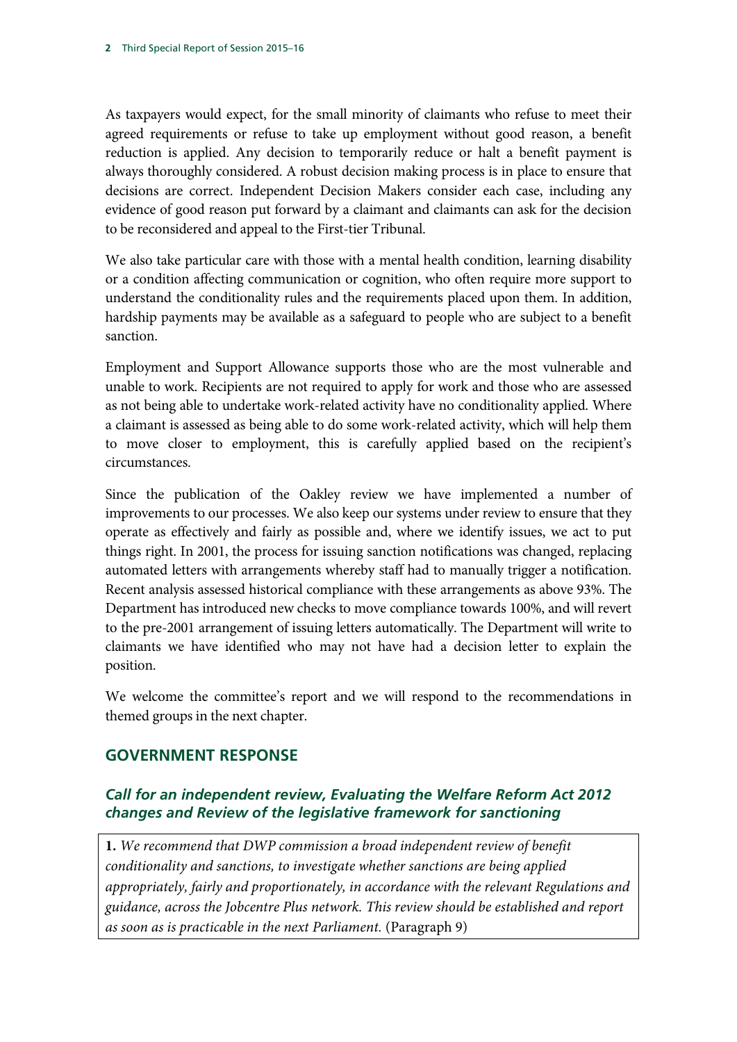As taxpayers would expect, for the small minority of claimants who refuse to meet their agreed requirements or refuse to take up employment without good reason, a benefit reduction is applied. Any decision to temporarily reduce or halt a benefit payment is always thoroughly considered. A robust decision making process is in place to ensure that decisions are correct. Independent Decision Makers consider each case, including any evidence of good reason put forward by a claimant and claimants can ask for the decision to be reconsidered and appeal to the First-tier Tribunal.

We also take particular care with those with a mental health condition, learning disability or a condition affecting communication or cognition, who often require more support to understand the conditionality rules and the requirements placed upon them. In addition, hardship payments may be available as a safeguard to people who are subject to a benefit sanction.

Employment and Support Allowance supports those who are the most vulnerable and unable to work. Recipients are not required to apply for work and those who are assessed as not being able to undertake work-related activity have no conditionality applied. Where a claimant is assessed as being able to do some work-related activity, which will help them to move closer to employment, this is carefully applied based on the recipient's circumstances.

Since the publication of the Oakley review we have implemented a number of improvements to our processes. We also keep our systems under review to ensure that they operate as effectively and fairly as possible and, where we identify issues, we act to put things right. In 2001, the process for issuing sanction notifications was changed, replacing automated letters with arrangements whereby staff had to manually trigger a notification. Recent analysis assessed historical compliance with these arrangements as above 93%. The Department has introduced new checks to move compliance towards 100%, and will revert to the pre-2001 arrangement of issuing letters automatically. The Department will write to claimants we have identified who may not have had a decision letter to explain the position.

We welcome the committee's report and we will respond to the recommendations in themed groups in the next chapter.

## GOVERNMENT RESPONSE

### *Call for an independent review, Evaluating the Welfare Reform Act 2012 changes and Review of the legislative framework for sanctioning*

**1.** *We recommend that DWP commission a broad independent review of benefit conditionality and sanctions, to investigate whether sanctions are being applied appropriately, fairly and proportionately, in accordance with the relevant Regulations and guidance, across the Jobcentre Plus network. This review should be established and report as soon as is practicable in the next Parliament.* (Paragraph 9)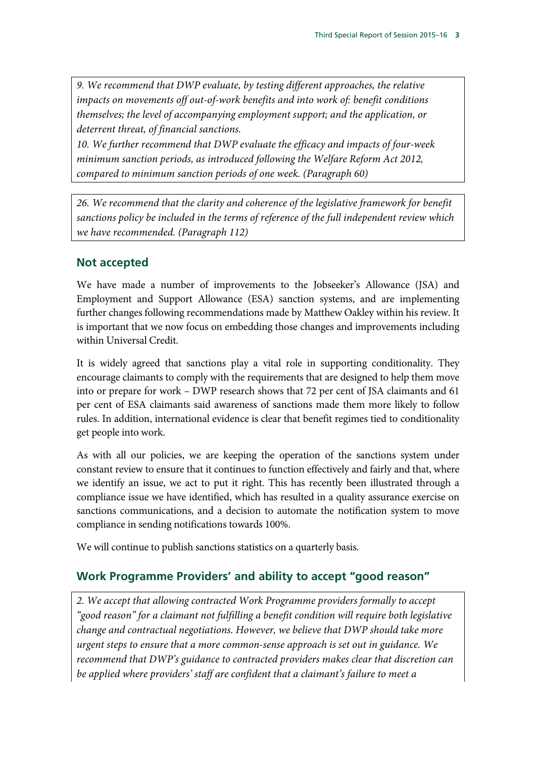*9. We recommend that DWP evaluate, by testing different approaches, the relative impacts on movements off out-of-work benefits and into work of: benefit conditions themselves; the level of accompanying employment support; and the application, or deterrent threat, of financial sanctions.*

*10. We further recommend that DWP evaluate the efficacy and impacts of four-week minimum sanction periods, as introduced following the Welfare Reform Act 2012, compared to minimum sanction periods of one week. (Paragraph 60)*

*26. We recommend that the clarity and coherence of the legislative framework for benefit sanctions policy be included in the terms of reference of the full independent review which we have recommended. (Paragraph 112)*

## Not accepted

We have made a number of improvements to the Jobseeker's Allowance (JSA) and Employment and Support Allowance (ESA) sanction systems, and are implementing further changes following recommendations made by Matthew Oakley within his review. It is important that we now focus on embedding those changes and improvements including within Universal Credit.

It is widely agreed that sanctions play a vital role in supporting conditionality. They encourage claimants to comply with the requirements that are designed to help them move into or prepare for work – DWP research shows that 72 per cent of JSA claimants and 61 per cent of ESA claimants said awareness of sanctions made them more likely to follow rules. In addition, international evidence is clear that benefit regimes tied to conditionality get people into work.

As with all our policies, we are keeping the operation of the sanctions system under constant review to ensure that it continues to function effectively and fairly and that, where we identify an issue, we act to put it right. This has recently been illustrated through a compliance issue we have identified, which has resulted in a quality assurance exercise on sanctions communications, and a decision to automate the notification system to move compliance in sending notifications towards 100%.

We will continue to publish sanctions statistics on a quarterly basis.

## Work Programme Providers' and ability to accept "good reason"

*2. We accept that allowing contracted Work Programme providers formally to accept "good reason" for a claimant not fulfilling a benefit condition will require both legislative change and contractual negotiations. However, we believe that DWP should take more urgent steps to ensure that a more common-sense approach is set out in guidance. We recommend that DWP's guidance to contracted providers makes clear that discretion can be applied where providers' staff are confident that a claimant's failure to meet a*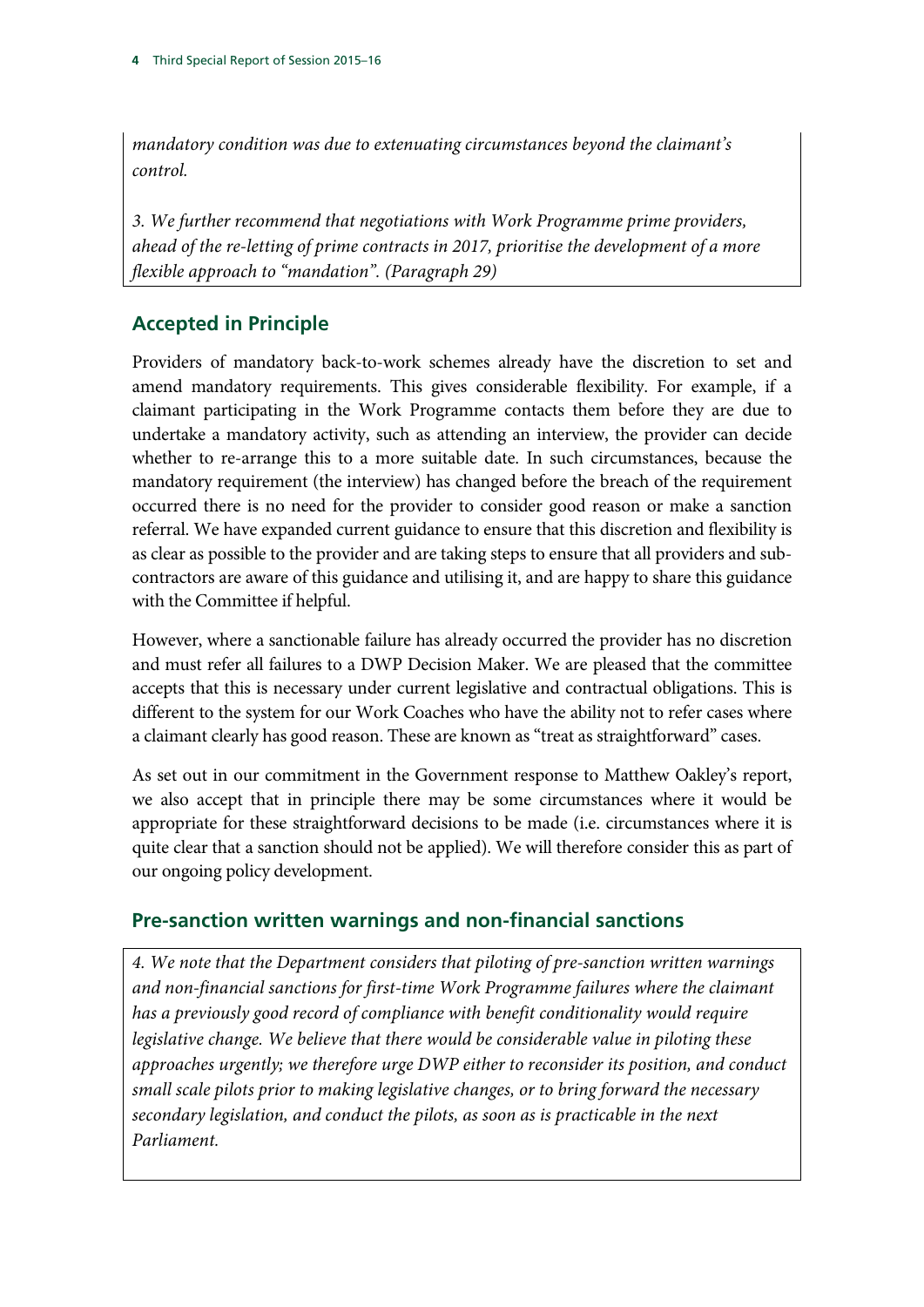*mandatory condition was due to extenuating circumstances beyond the claimant's control.*

*3. We further recommend that negotiations with Work Programme prime providers, ahead of the re-letting of prime contracts in 2017, prioritise the development of a more flexible approach to "mandation". (Paragraph 29)*

## Accepted in Principle

Providers of mandatory back-to-work schemes already have the discretion to set and amend mandatory requirements. This gives considerable flexibility. For example, if a claimant participating in the Work Programme contacts them before they are due to undertake a mandatory activity, such as attending an interview, the provider can decide whether to re-arrange this to a more suitable date. In such circumstances, because the mandatory requirement (the interview) has changed before the breach of the requirement occurred there is no need for the provider to consider good reason or make a sanction referral. We have expanded current guidance to ensure that this discretion and flexibility is as clear as possible to the provider and are taking steps to ensure that all providers and sub-contractors are aware of this guidance and utilising it, and are happy to share this guidance with the Committee if helpful.

However, where a sanctionable failure has already occurred the provider has no discretion and must refer all failures to a DWP Decision Maker. We are pleased that the committee accepts that this is necessary under current legislative and contractual obligations. This is different to the system for our Work Coaches who have the ability not to refer cases where a claimant clearly has good reason. These are known as "treat as straightforward" cases.

As set out in our commitment in the Government response to Matthew Oakley's report, we also accept that in principle there may be some circumstances where it would be appropriate for these straightforward decisions to be made (i.e. circumstances where it is quite clear that a sanction should not be applied). We will therefore consider this as part of our ongoing policy development.

## Pre-sanction written warnings and non-financial sanctions

*4. We note that the Department considers that piloting of pre-sanction written warnings and non-financial sanctions for first-time Work Programme failures where the claimant has a previously good record of compliance with benefit conditionality would require legislative change. We believe that there would be considerable value in piloting these approaches urgently; we therefore urge DWP either to reconsider its position, and conduct small scale pilots prior to making legislative changes, or to bring forward the necessary secondary legislation, and conduct the pilots, as soon as is practicable in the next Parliament.*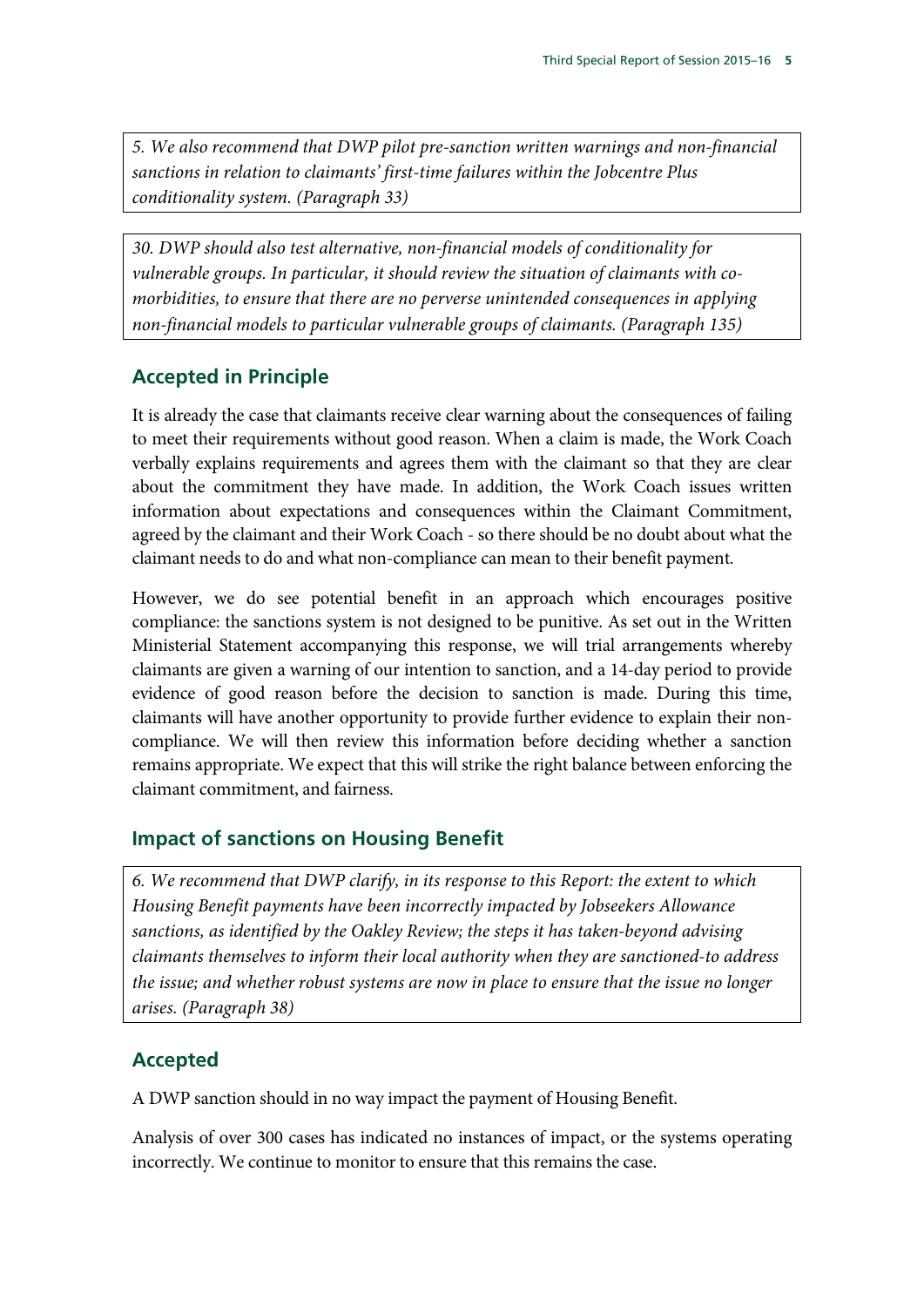*5. We also recommend that DWP pilot pre-sanction written warnings and non-financial sanctions in relation to claimants' first-time failures within the Jobcentre Plus conditionality system. (Paragraph 33)*

*30. DWP should also test alternative, non-financial models of conditionality for vulnerable groups. In particular, it should review the situation of claimants with co-morbidities, to ensure that there are no perverse unintended consequences in applying non-financial models to particular vulnerable groups of claimants. (Paragraph 135)*

### Accepted in Principle

It is already the case that claimants receive clear warning about the consequences of failing to meet their requirements without good reason. When a claim is made, the Work Coach verbally explains requirements and agrees them with the claimant so that they are clear about the commitment they have made. In addition, the Work Coach issues written information about expectations and consequences within the Claimant Commitment, agreed by the claimant and their Work Coach - so there should be no doubt about what the claimant needs to do and what non-compliance can mean to their benefit payment.

However, we do see potential benefit in an approach which encourages positive compliance: the sanctions system is not designed to be punitive. As set out in the Written Ministerial Statement accompanying this response, we will trial arrangements whereby claimants are given a warning of our intention to sanction, and a 14-day period to provide evidence of good reason before the decision to sanction is made. During this time, claimants will have another opportunity to provide further evidence to explain their non-compliance. We will then review this information before deciding whether a sanction remains appropriate. We expect that this will strike the right balance between enforcing the claimant commitment, and fairness.

### Impact of sanctions on Housing Benefit

*6. We recommend that DWP clarify, in its response to this Report: the extent to which Housing Benefit payments have been incorrectly impacted by Jobseekers Allowance sanctions, as identified by the Oakley Review; the steps it has taken-beyond advising claimants themselves to inform their local authority when they are sanctioned-to address the issue; and whether robust systems are now in place to ensure that the issue no longer arises. (Paragraph 38)*

### Accepted

A DWP sanction should in no way impact the payment of Housing Benefit.

Analysis of over 300 cases has indicated no instances of impact, or the systems operating incorrectly. We continue to monitor to ensure that this remains the case.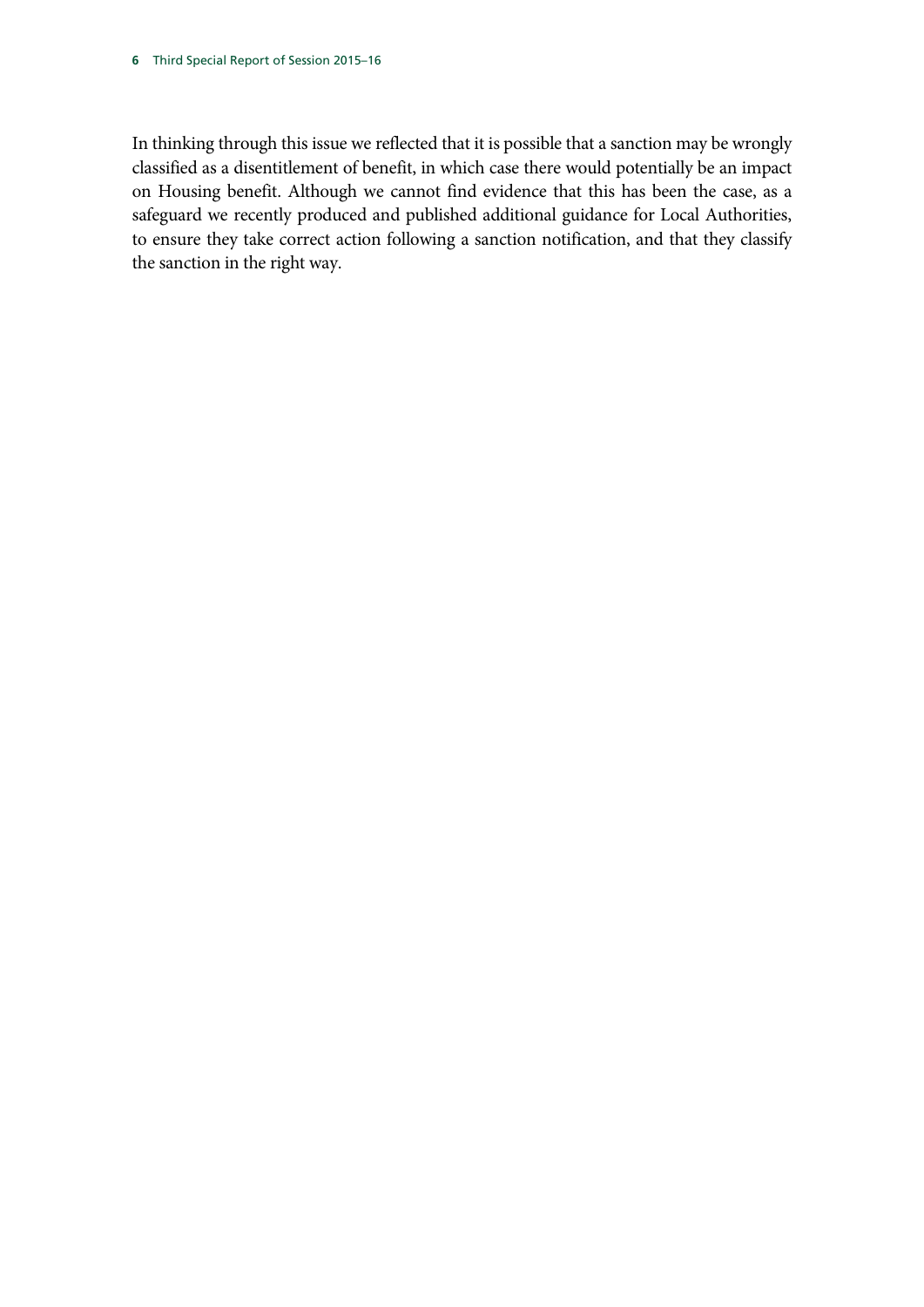In thinking through this issue we reflected that it is possible that a sanction may be wrongly classified as a disentitlement of benefit, in which case there would potentially be an impact on Housing benefit. Although we cannot find evidence that this has been the case, as a safeguard we recently produced and published additional guidance for Local Authorities, to ensure they take correct action following a sanction notification, and that they classify the sanction in the right way.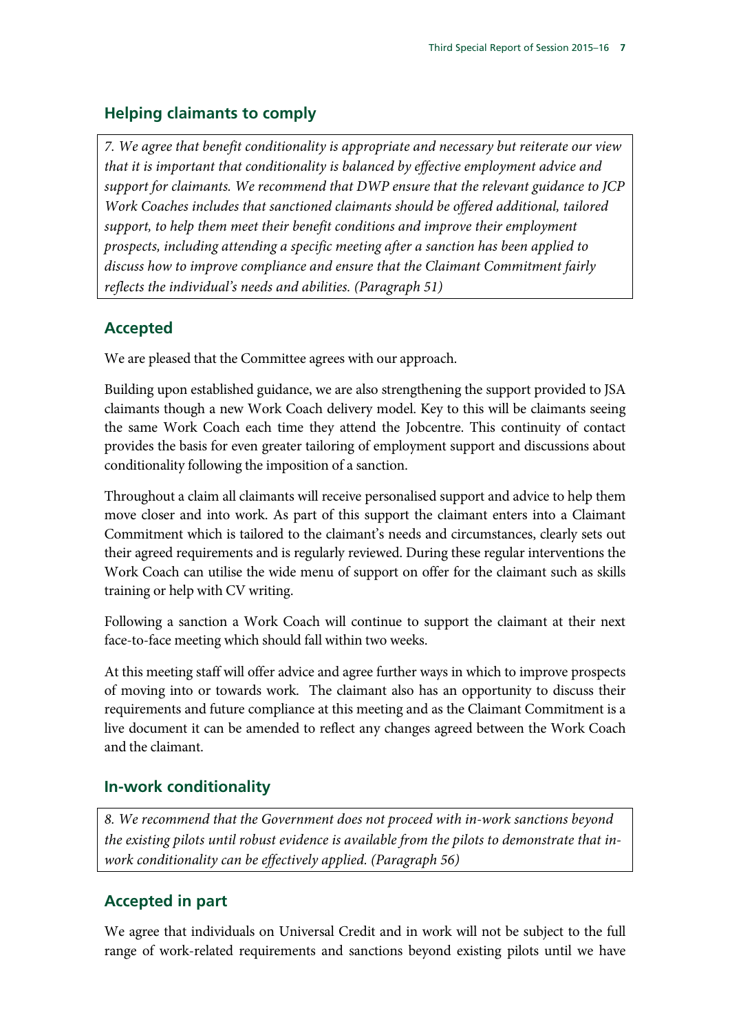## Helping claimants to comply

*7. We agree that benefit conditionality is appropriate and necessary but reiterate our view that it is important that conditionality is balanced by effective employment advice and support for claimants. We recommend that DWP ensure that the relevant guidance to JCP Work Coaches includes that sanctioned claimants should be offered additional, tailored support, to help them meet their benefit conditions and improve their employment prospects, including attending a specific meeting after a sanction has been applied to discuss how to improve compliance and ensure that the Claimant Commitment fairly reflects the individual's needs and abilities. (Paragraph 51)*

## Accepted

We are pleased that the Committee agrees with our approach.

Building upon established guidance, we are also strengthening the support provided to JSA claimants though a new Work Coach delivery model. Key to this will be claimants seeing the same Work Coach each time they attend the Jobcentre. This continuity of contact provides the basis for even greater tailoring of employment support and discussions about conditionality following the imposition of a sanction.

Throughout a claim all claimants will receive personalised support and advice to help them move closer and into work. As part of this support the claimant enters into a Claimant Commitment which is tailored to the claimant's needs and circumstances, clearly sets out their agreed requirements and is regularly reviewed. During these regular interventions the Work Coach can utilise the wide menu of support on offer for the claimant such as skills training or help with CV writing.

Following a sanction a Work Coach will continue to support the claimant at their next face-to-face meeting which should fall within two weeks.

At this meeting staff will offer advice and agree further ways in which to improve prospects of moving into or towards work. The claimant also has an opportunity to discuss their requirements and future compliance at this meeting and as the Claimant Commitment is a live document it can be amended to reflect any changes agreed between the Work Coach and the claimant.

## In-work conditionality

*8. We recommend that the Government does not proceed with in-work sanctions beyond the existing pilots until robust evidence is available from the pilots to demonstrate that in-work conditionality can be effectively applied. (Paragraph 56)*

## Accepted in part

We agree that individuals on Universal Credit and in work will not be subject to the full range of work-related requirements and sanctions beyond existing pilots until we have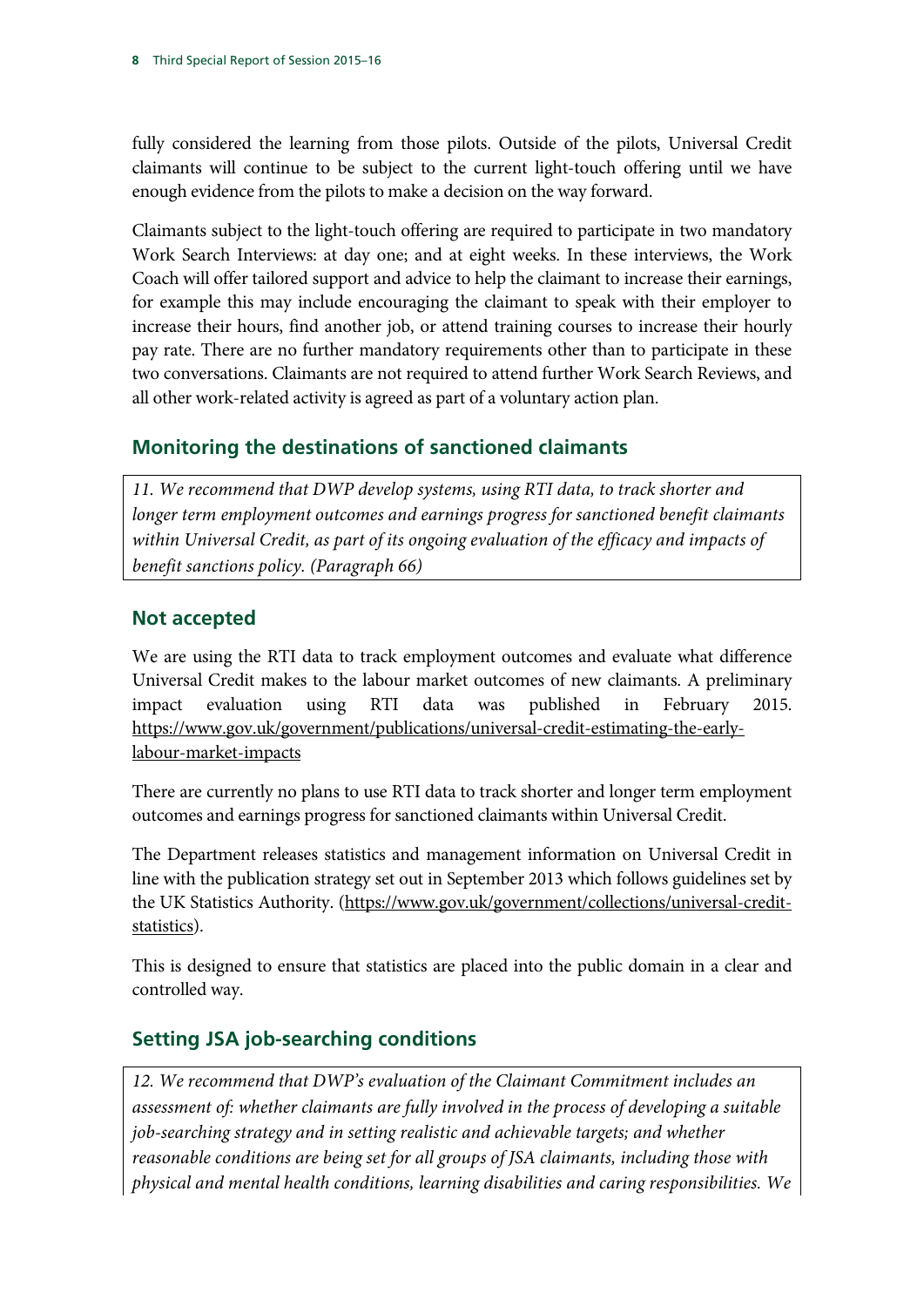fully considered the learning from those pilots. Outside of the pilots, Universal Credit claimants will continue to be subject to the current light-touch offering until we have enough evidence from the pilots to make a decision on the way forward.

Claimants subject to the light-touch offering are required to participate in two mandatory Work Search Interviews: at day one; and at eight weeks. In these interviews, the Work Coach will offer tailored support and advice to help the claimant to increase their earnings, for example this may include encouraging the claimant to speak with their employer to increase their hours, find another job, or attend training courses to increase their hourly pay rate. There are no further mandatory requirements other than to participate in these two conversations. Claimants are not required to attend further Work Search Reviews, and all other work-related activity is agreed as part of a voluntary action plan.

## Monitoring the destinations of sanctioned claimants

*11. We recommend that DWP develop systems, using RTI data, to track shorter and longer term employment outcomes and earnings progress for sanctioned benefit claimants within Universal Credit, as part of its ongoing evaluation of the efficacy and impacts of benefit sanctions policy. (Paragraph 66)*

## Not accepted

We are using the RTI data to track employment outcomes and evaluate what difference Universal Credit makes to the labour market outcomes of new claimants. A preliminary impact evaluation using RTI data was published in February 2015. https://www.gov.uk/government/publications/universal-credit-estimating-the-early-labour-market-impacts

There are currently no plans to use RTI data to track shorter and longer term employment outcomes and earnings progress for sanctioned claimants within Universal Credit.

The Department releases statistics and management information on Universal Credit in line with the publication strategy set out in September 2013 which follows guidelines set by the UK Statistics Authority. (https://www.gov.uk/government/collections/universal-credit-statistics).

This is designed to ensure that statistics are placed into the public domain in a clear and controlled way.

## Setting JSA job-searching conditions

*12. We recommend that DWP's evaluation of the Claimant Commitment includes an assessment of: whether claimants are fully involved in the process of developing a suitable job-searching strategy and in setting realistic and achievable targets; and whether reasonable conditions are being set for all groups of JSA claimants, including those with physical and mental health conditions, learning disabilities and caring responsibilities. We*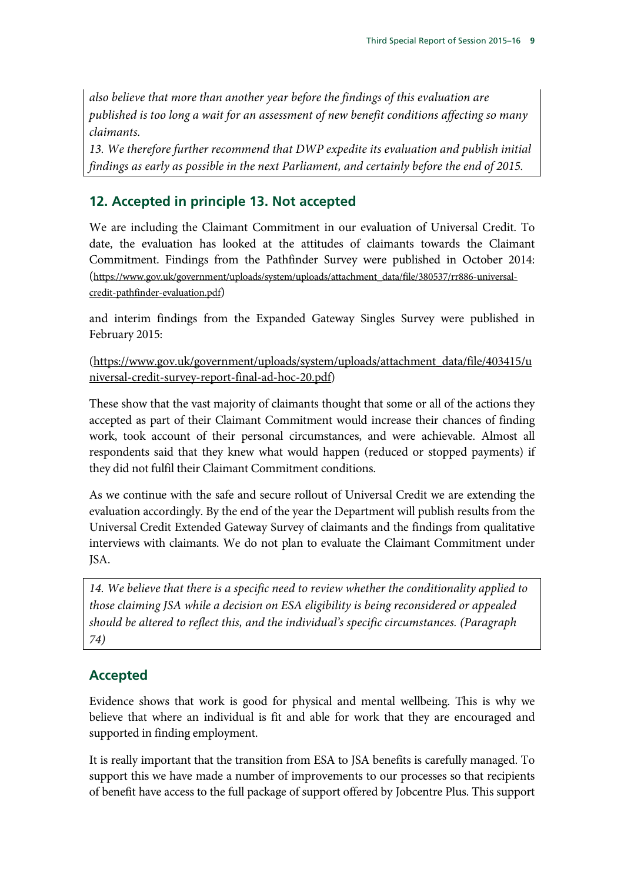*also believe that more than another year before the findings of this evaluation are published is too long a wait for an assessment of new benefit conditions affecting so many claimants.*

*13. We therefore further recommend that DWP expedite its evaluation and publish initial findings as early as possible in the next Parliament, and certainly before the end of 2015.*

## 12. Accepted in principle 13. Not accepted

We are including the Claimant Commitment in our evaluation of Universal Credit. To date, the evaluation has looked at the attitudes of claimants towards the Claimant Commitment. Findings from the Pathfinder Survey were published in October 2014: (https://www.gov.uk/government/uploads/system/uploads/attachment_data/file/380537/rr886-universal-credit-pathfinder-evaluation.pdf)

and interim findings from the Expanded Gateway Singles Survey were published in February 2015:

(https://www.gov.uk/government/uploads/system/uploads/attachment_data/file/403415/universal-credit-survey-report-final-ad-hoc-20.pdf)

These show that the vast majority of claimants thought that some or all of the actions they accepted as part of their Claimant Commitment would increase their chances of finding work, took account of their personal circumstances, and were achievable. Almost all respondents said that they knew what would happen (reduced or stopped payments) if they did not fulfil their Claimant Commitment conditions.

As we continue with the safe and secure rollout of Universal Credit we are extending the evaluation accordingly. By the end of the year the Department will publish results from the Universal Credit Extended Gateway Survey of claimants and the findings from qualitative interviews with claimants. We do not plan to evaluate the Claimant Commitment under JSA.

*14. We believe that there is a specific need to review whether the conditionality applied to those claiming JSA while a decision on ESA eligibility is being reconsidered or appealed should be altered to reflect this, and the individual's specific circumstances. (Paragraph 74)*

## Accepted

Evidence shows that work is good for physical and mental wellbeing. This is why we believe that where an individual is fit and able for work that they are encouraged and supported in finding employment.

It is really important that the transition from ESA to JSA benefits is carefully managed. To support this we have made a number of improvements to our processes so that recipients of benefit have access to the full package of support offered by Jobcentre Plus. This support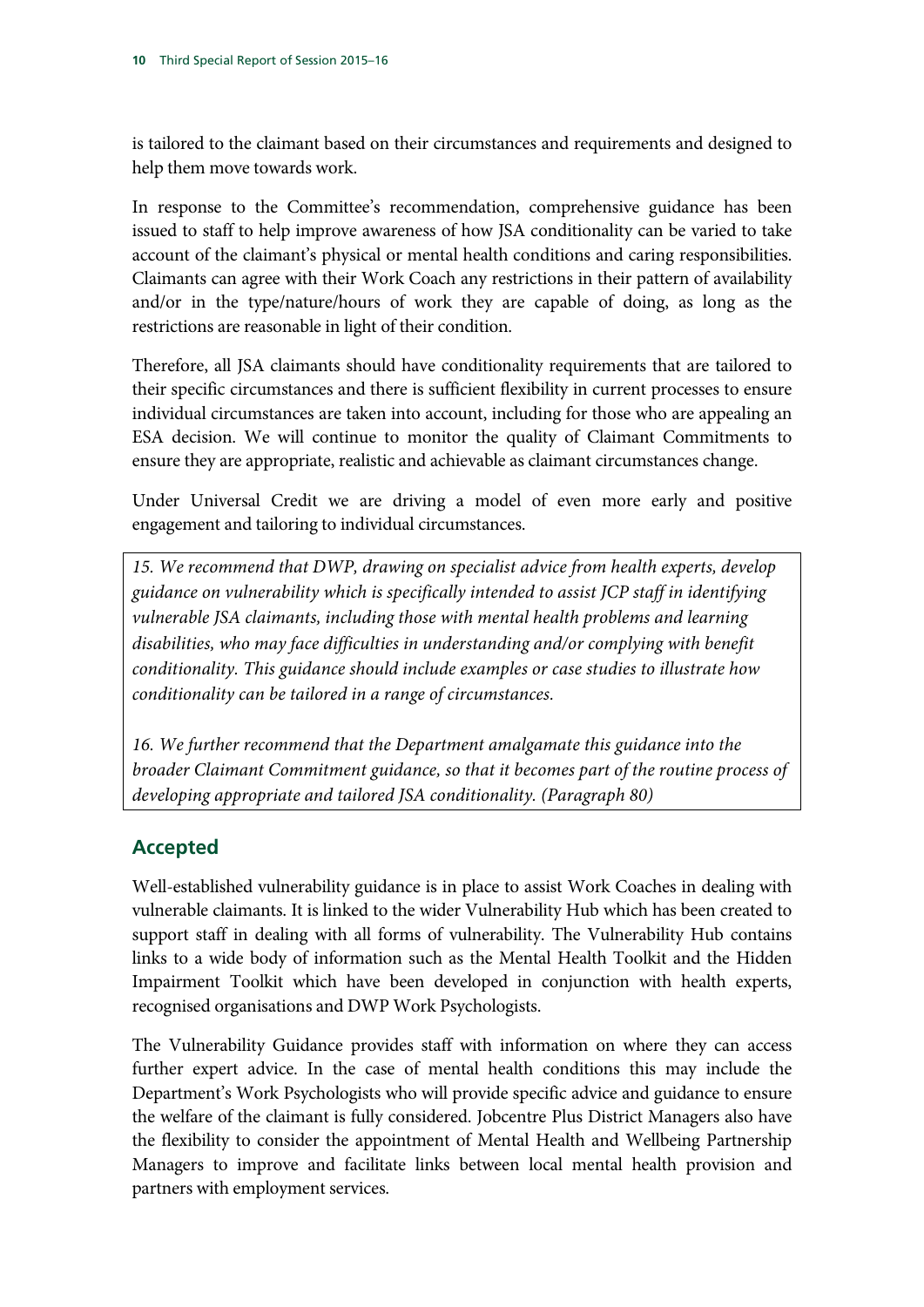is tailored to the claimant based on their circumstances and requirements and designed to help them move towards work.

In response to the Committee's recommendation, comprehensive guidance has been issued to staff to help improve awareness of how JSA conditionality can be varied to take account of the claimant's physical or mental health conditions and caring responsibilities. Claimants can agree with their Work Coach any restrictions in their pattern of availability and/or in the type/nature/hours of work they are capable of doing, as long as the restrictions are reasonable in light of their condition.

Therefore, all JSA claimants should have conditionality requirements that are tailored to their specific circumstances and there is sufficient flexibility in current processes to ensure individual circumstances are taken into account, including for those who are appealing an ESA decision. We will continue to monitor the quality of Claimant Commitments to ensure they are appropriate, realistic and achievable as claimant circumstances change.

Under Universal Credit we are driving a model of even more early and positive engagement and tailoring to individual circumstances.

*15. We recommend that DWP, drawing on specialist advice from health experts, develop guidance on vulnerability which is specifically intended to assist JCP staff in identifying vulnerable JSA claimants, including those with mental health problems and learning disabilities, who may face difficulties in understanding and/or complying with benefit conditionality. This guidance should include examples or case studies to illustrate how conditionality can be tailored in a range of circumstances.*

*16. We further recommend that the Department amalgamate this guidance into the broader Claimant Commitment guidance, so that it becomes part of the routine process of developing appropriate and tailored JSA conditionality. (Paragraph 80)*

## Accepted

Well-established vulnerability guidance is in place to assist Work Coaches in dealing with vulnerable claimants. It is linked to the wider Vulnerability Hub which has been created to support staff in dealing with all forms of vulnerability. The Vulnerability Hub contains links to a wide body of information such as the Mental Health Toolkit and the Hidden Impairment Toolkit which have been developed in conjunction with health experts, recognised organisations and DWP Work Psychologists.

The Vulnerability Guidance provides staff with information on where they can access further expert advice. In the case of mental health conditions this may include the Department's Work Psychologists who will provide specific advice and guidance to ensure the welfare of the claimant is fully considered. Jobcentre Plus District Managers also have the flexibility to consider the appointment of Mental Health and Wellbeing Partnership Managers to improve and facilitate links between local mental health provision and partners with employment services.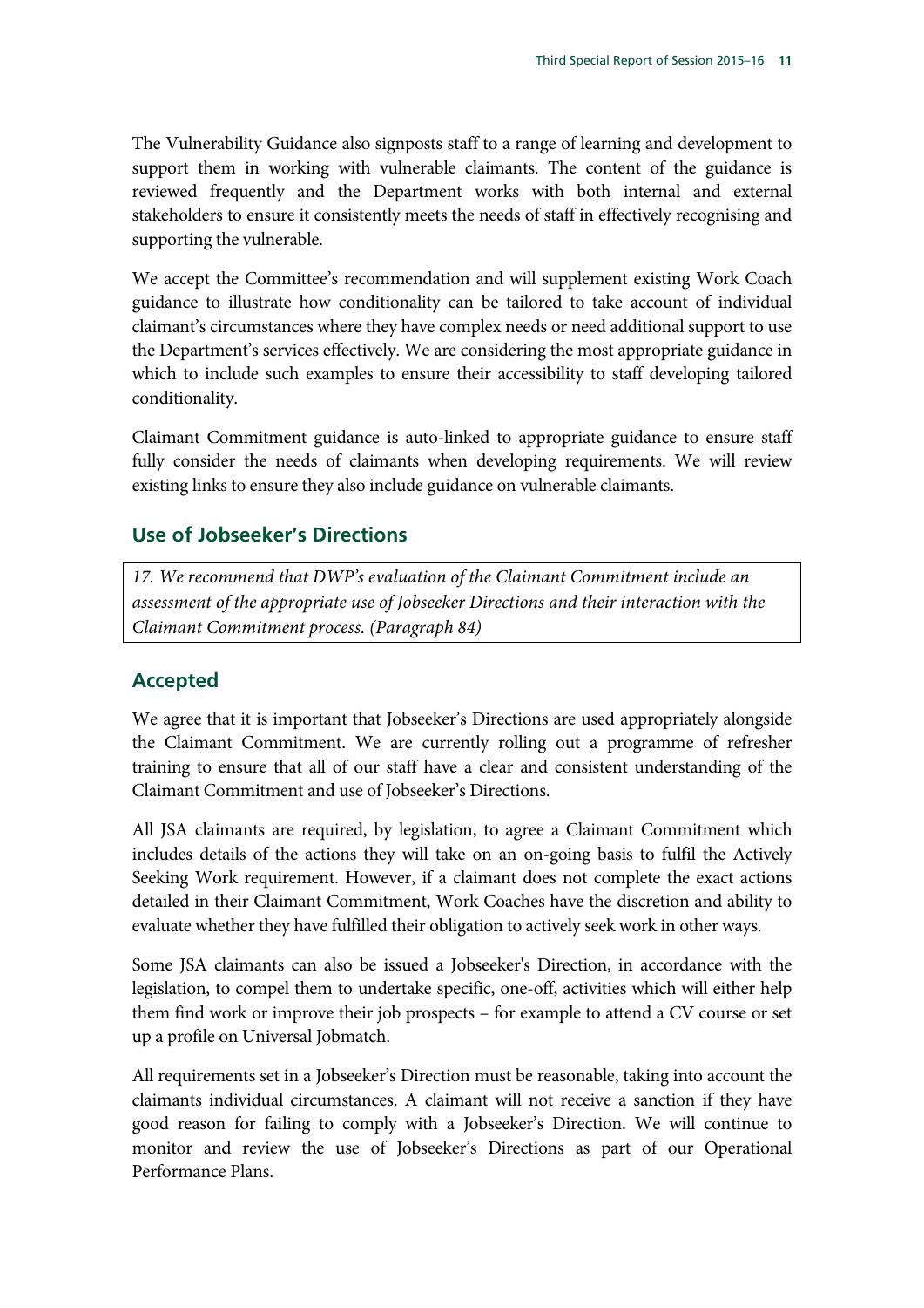The Vulnerability Guidance also signposts staff to a range of learning and development to support them in working with vulnerable claimants. The content of the guidance is reviewed frequently and the Department works with both internal and external stakeholders to ensure it consistently meets the needs of staff in effectively recognising and supporting the vulnerable.

We accept the Committee's recommendation and will supplement existing Work Coach guidance to illustrate how conditionality can be tailored to take account of individual claimant's circumstances where they have complex needs or need additional support to use the Department's services effectively. We are considering the most appropriate guidance in which to include such examples to ensure their accessibility to staff developing tailored conditionality.

Claimant Commitment guidance is auto-linked to appropriate guidance to ensure staff fully consider the needs of claimants when developing requirements. We will review existing links to ensure they also include guidance on vulnerable claimants.

## Use of Jobseeker's Directions

*17. We recommend that DWP's evaluation of the Claimant Commitment include an assessment of the appropriate use of Jobseeker Directions and their interaction with the Claimant Commitment process. (Paragraph 84)*

## Accepted

We agree that it is important that Jobseeker's Directions are used appropriately alongside the Claimant Commitment. We are currently rolling out a programme of refresher training to ensure that all of our staff have a clear and consistent understanding of the Claimant Commitment and use of Jobseeker's Directions.

All JSA claimants are required, by legislation, to agree a Claimant Commitment which includes details of the actions they will take on an on-going basis to fulfil the Actively Seeking Work requirement. However, if a claimant does not complete the exact actions detailed in their Claimant Commitment, Work Coaches have the discretion and ability to evaluate whether they have fulfilled their obligation to actively seek work in other ways.

Some JSA claimants can also be issued a Jobseeker's Direction, in accordance with the legislation, to compel them to undertake specific, one-off, activities which will either help them find work or improve their job prospects – for example to attend a CV course or set up a profile on Universal Jobmatch.

All requirements set in a Jobseeker's Direction must be reasonable, taking into account the claimants individual circumstances. A claimant will not receive a sanction if they have good reason for failing to comply with a Jobseeker's Direction. We will continue to monitor and review the use of Jobseeker's Directions as part of our Operational Performance Plans.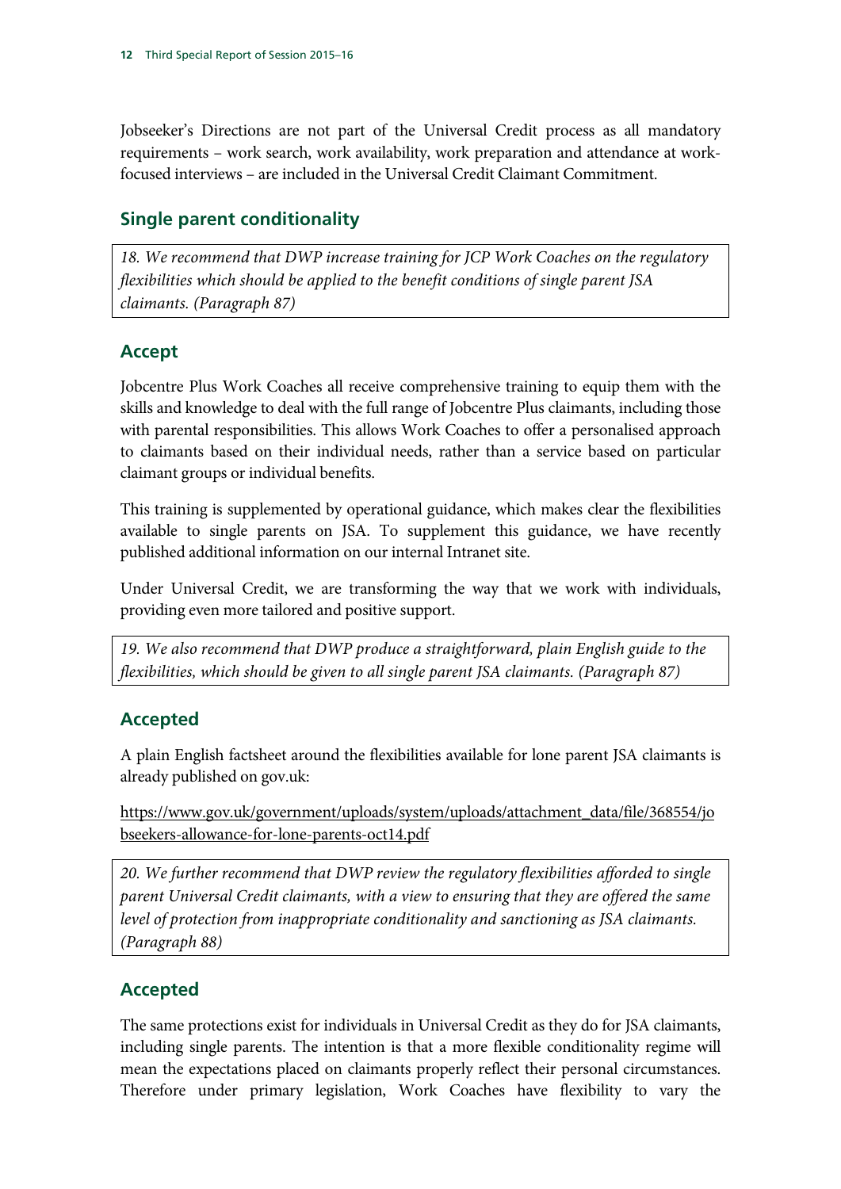Jobseeker's Directions are not part of the Universal Credit process as all mandatory requirements – work search, work availability, work preparation and attendance at work-focused interviews – are included in the Universal Credit Claimant Commitment.

## Single parent conditionality

*18. We recommend that DWP increase training for JCP Work Coaches on the regulatory flexibilities which should be applied to the benefit conditions of single parent JSA claimants. (Paragraph 87)*

## Accept

Jobcentre Plus Work Coaches all receive comprehensive training to equip them with the skills and knowledge to deal with the full range of Jobcentre Plus claimants, including those with parental responsibilities. This allows Work Coaches to offer a personalised approach to claimants based on their individual needs, rather than a service based on particular claimant groups or individual benefits.

This training is supplemented by operational guidance, which makes clear the flexibilities available to single parents on JSA. To supplement this guidance, we have recently published additional information on our internal Intranet site.

Under Universal Credit, we are transforming the way that we work with individuals, providing even more tailored and positive support.

*19. We also recommend that DWP produce a straightforward, plain English guide to the flexibilities, which should be given to all single parent JSA claimants. (Paragraph 87)*

## Accepted

A plain English factsheet around the flexibilities available for lone parent JSA claimants is already published on gov.uk:

https://www.gov.uk/government/uploads/system/uploads/attachment_data/file/368554/jobseekers-allowance-for-lone-parents-oct14.pdf

*20. We further recommend that DWP review the regulatory flexibilities afforded to single parent Universal Credit claimants, with a view to ensuring that they are offered the same level of protection from inappropriate conditionality and sanctioning as JSA claimants. (Paragraph 88)*

## Accepted

The same protections exist for individuals in Universal Credit as they do for JSA claimants, including single parents. The intention is that a more flexible conditionality regime will mean the expectations placed on claimants properly reflect their personal circumstances. Therefore under primary legislation, Work Coaches have flexibility to vary the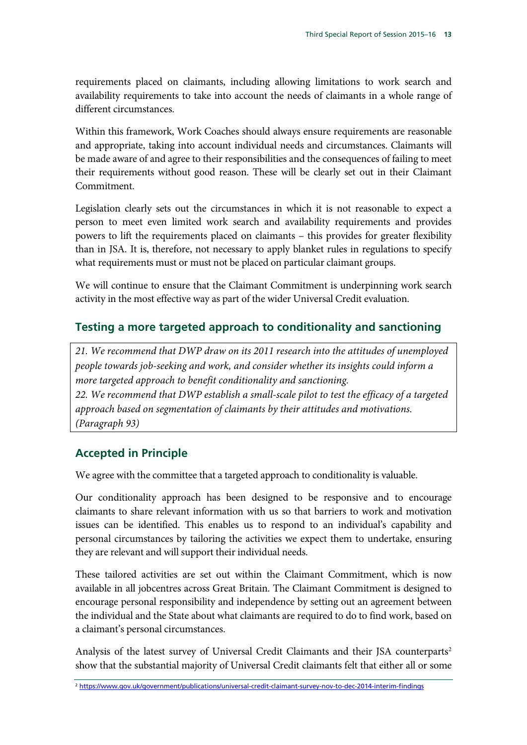requirements placed on claimants, including allowing limitations to work search and availability requirements to take into account the needs of claimants in a whole range of different circumstances.

Within this framework, Work Coaches should always ensure requirements are reasonable and appropriate, taking into account individual needs and circumstances. Claimants will be made aware of and agree to their responsibilities and the consequences of failing to meet their requirements without good reason. These will be clearly set out in their Claimant Commitment.

Legislation clearly sets out the circumstances in which it is not reasonable to expect a person to meet even limited work search and availability requirements and provides powers to lift the requirements placed on claimants – this provides for greater flexibility than in JSA. It is, therefore, not necessary to apply blanket rules in regulations to specify what requirements must or must not be placed on particular claimant groups.

We will continue to ensure that the Claimant Commitment is underpinning work search activity in the most effective way as part of the wider Universal Credit evaluation.

## Testing a more targeted approach to conditionality and sanctioning

*21. We recommend that DWP draw on its 2011 research into the attitudes of unemployed people towards job-seeking and work, and consider whether its insights could inform a more targeted approach to benefit conditionality and sanctioning.*
*22. We recommend that DWP establish a small-scale pilot to test the efficacy of a targeted approach based on segmentation of claimants by their attitudes and motivations. (Paragraph 93)*

## Accepted in Principle

We agree with the committee that a targeted approach to conditionality is valuable.

Our conditionality approach has been designed to be responsive and to encourage claimants to share relevant information with us so that barriers to work and motivation issues can be identified. This enables us to respond to an individual's capability and personal circumstances by tailoring the activities we expect them to undertake, ensuring they are relevant and will support their individual needs.

These tailored activities are set out within the Claimant Commitment, which is now available in all jobcentres across Great Britain. The Claimant Commitment is designed to encourage personal responsibility and independence by setting out an agreement between the individual and the State about what claimants are required to do to find work, based on a claimant's personal circumstances.

Analysis of the latest survey of Universal Credit Claimants and their JSA counterparts[2] show that the substantial majority of Universal Credit claimants felt that either all or some

[2] https://www.gov.uk/government/publications/universal-credit-claimant-survey-nov-to-dec-2014-interim-findings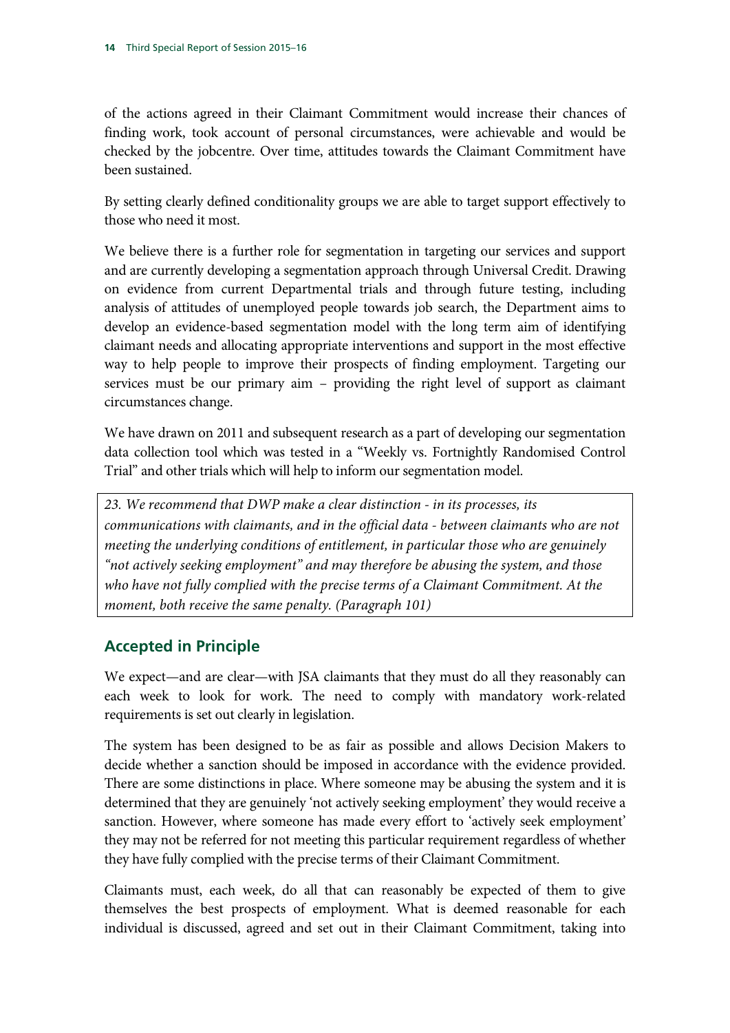of the actions agreed in their Claimant Commitment would increase their chances of finding work, took account of personal circumstances, were achievable and would be checked by the jobcentre. Over time, attitudes towards the Claimant Commitment have been sustained.

By setting clearly defined conditionality groups we are able to target support effectively to those who need it most.

We believe there is a further role for segmentation in targeting our services and support and are currently developing a segmentation approach through Universal Credit. Drawing on evidence from current Departmental trials and through future testing, including analysis of attitudes of unemployed people towards job search, the Department aims to develop an evidence-based segmentation model with the long term aim of identifying claimant needs and allocating appropriate interventions and support in the most effective way to help people to improve their prospects of finding employment. Targeting our services must be our primary aim – providing the right level of support as claimant circumstances change.

We have drawn on 2011 and subsequent research as a part of developing our segmentation data collection tool which was tested in a "Weekly vs. Fortnightly Randomised Control Trial" and other trials which will help to inform our segmentation model.

*23. We recommend that DWP make a clear distinction - in its processes, its communications with claimants, and in the official data - between claimants who are not meeting the underlying conditions of entitlement, in particular those who are genuinely "not actively seeking employment" and may therefore be abusing the system, and those who have not fully complied with the precise terms of a Claimant Commitment. At the moment, both receive the same penalty. (Paragraph 101)*

## Accepted in Principle

We expect—and are clear—with JSA claimants that they must do all they reasonably can each week to look for work. The need to comply with mandatory work-related requirements is set out clearly in legislation.

The system has been designed to be as fair as possible and allows Decision Makers to decide whether a sanction should be imposed in accordance with the evidence provided. There are some distinctions in place. Where someone may be abusing the system and it is determined that they are genuinely 'not actively seeking employment' they would receive a sanction. However, where someone has made every effort to 'actively seek employment' they may not be referred for not meeting this particular requirement regardless of whether they have fully complied with the precise terms of their Claimant Commitment.

Claimants must, each week, do all that can reasonably be expected of them to give themselves the best prospects of employment. What is deemed reasonable for each individual is discussed, agreed and set out in their Claimant Commitment, taking into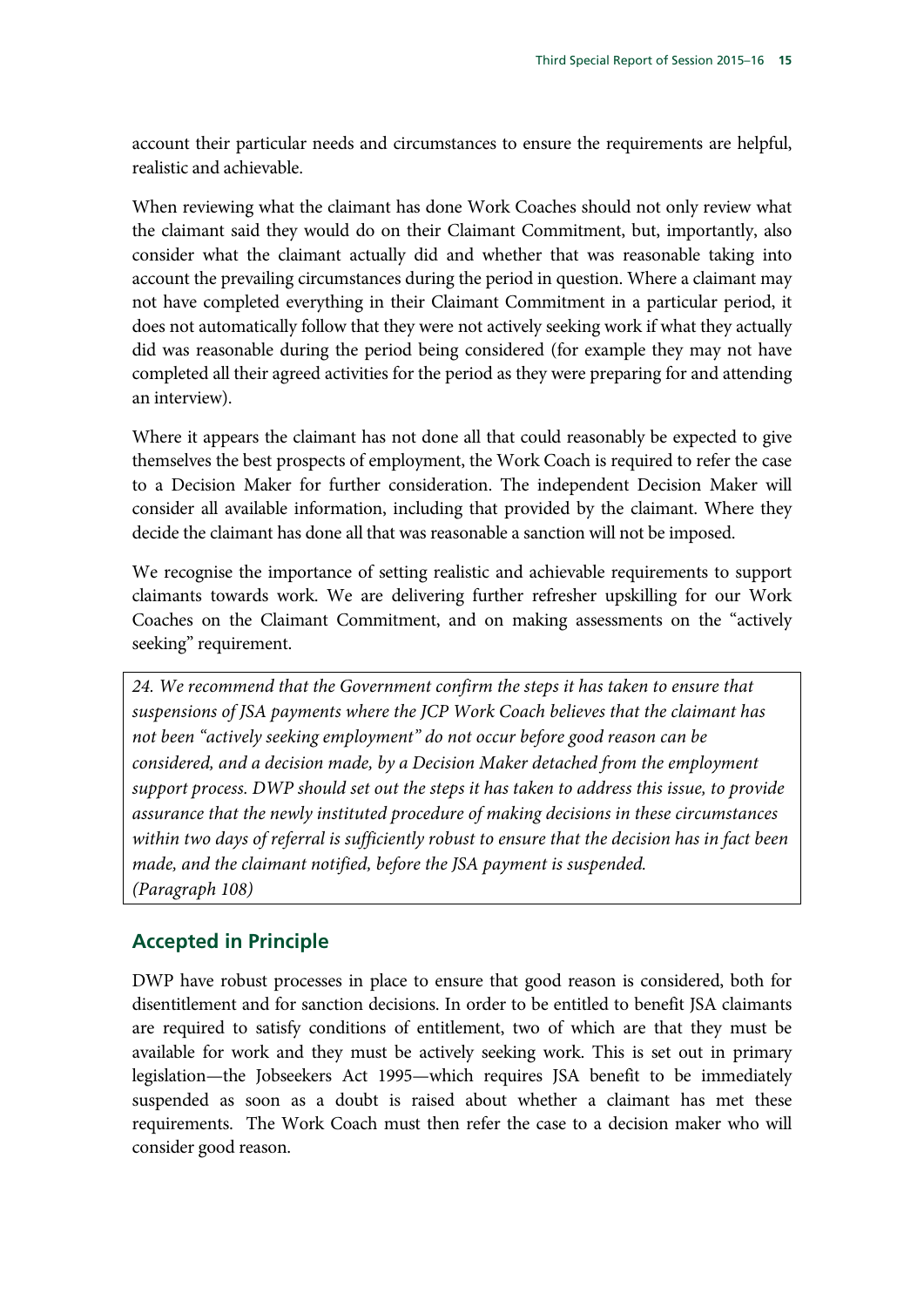account their particular needs and circumstances to ensure the requirements are helpful, realistic and achievable.

When reviewing what the claimant has done Work Coaches should not only review what the claimant said they would do on their Claimant Commitment, but, importantly, also consider what the claimant actually did and whether that was reasonable taking into account the prevailing circumstances during the period in question. Where a claimant may not have completed everything in their Claimant Commitment in a particular period, it does not automatically follow that they were not actively seeking work if what they actually did was reasonable during the period being considered (for example they may not have completed all their agreed activities for the period as they were preparing for and attending an interview).

Where it appears the claimant has not done all that could reasonably be expected to give themselves the best prospects of employment, the Work Coach is required to refer the case to a Decision Maker for further consideration. The independent Decision Maker will consider all available information, including that provided by the claimant. Where they decide the claimant has done all that was reasonable a sanction will not be imposed.

We recognise the importance of setting realistic and achievable requirements to support claimants towards work. We are delivering further refresher upskilling for our Work Coaches on the Claimant Commitment, and on making assessments on the "actively seeking" requirement.

*24. We recommend that the Government confirm the steps it has taken to ensure that suspensions of JSA payments where the JCP Work Coach believes that the claimant has not been "actively seeking employment" do not occur before good reason can be considered, and a decision made, by a Decision Maker detached from the employment support process. DWP should set out the steps it has taken to address this issue, to provide assurance that the newly instituted procedure of making decisions in these circumstances within two days of referral is sufficiently robust to ensure that the decision has in fact been made, and the claimant notified, before the JSA payment is suspended. (Paragraph 108)*

## Accepted in Principle

DWP have robust processes in place to ensure that good reason is considered, both for disentitlement and for sanction decisions. In order to be entitled to benefit JSA claimants are required to satisfy conditions of entitlement, two of which are that they must be available for work and they must be actively seeking work. This is set out in primary legislation—the Jobseekers Act 1995—which requires JSA benefit to be immediately suspended as soon as a doubt is raised about whether a claimant has met these requirements. The Work Coach must then refer the case to a decision maker who will consider good reason.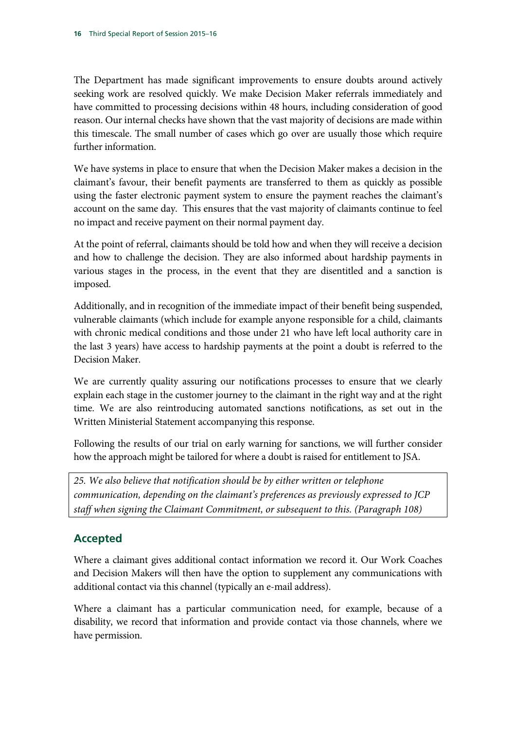The Department has made significant improvements to ensure doubts around actively seeking work are resolved quickly. We make Decision Maker referrals immediately and have committed to processing decisions within 48 hours, including consideration of good reason. Our internal checks have shown that the vast majority of decisions are made within this timescale. The small number of cases which go over are usually those which require further information.

We have systems in place to ensure that when the Decision Maker makes a decision in the claimant's favour, their benefit payments are transferred to them as quickly as possible using the faster electronic payment system to ensure the payment reaches the claimant's account on the same day. This ensures that the vast majority of claimants continue to feel no impact and receive payment on their normal payment day.

At the point of referral, claimants should be told how and when they will receive a decision and how to challenge the decision. They are also informed about hardship payments in various stages in the process, in the event that they are disentitled and a sanction is imposed.

Additionally, and in recognition of the immediate impact of their benefit being suspended, vulnerable claimants (which include for example anyone responsible for a child, claimants with chronic medical conditions and those under 21 who have left local authority care in the last 3 years) have access to hardship payments at the point a doubt is referred to the Decision Maker.

We are currently quality assuring our notifications processes to ensure that we clearly explain each stage in the customer journey to the claimant in the right way and at the right time. We are also reintroducing automated sanctions notifications, as set out in the Written Ministerial Statement accompanying this response.

Following the results of our trial on early warning for sanctions, we will further consider how the approach might be tailored for where a doubt is raised for entitlement to JSA.

*25. We also believe that notification should be by either written or telephone communication, depending on the claimant's preferences as previously expressed to JCP staff when signing the Claimant Commitment, or subsequent to this. (Paragraph 108)*

## Accepted

Where a claimant gives additional contact information we record it. Our Work Coaches and Decision Makers will then have the option to supplement any communications with additional contact via this channel (typically an e-mail address).

Where a claimant has a particular communication need, for example, because of a disability, we record that information and provide contact via those channels, where we have permission.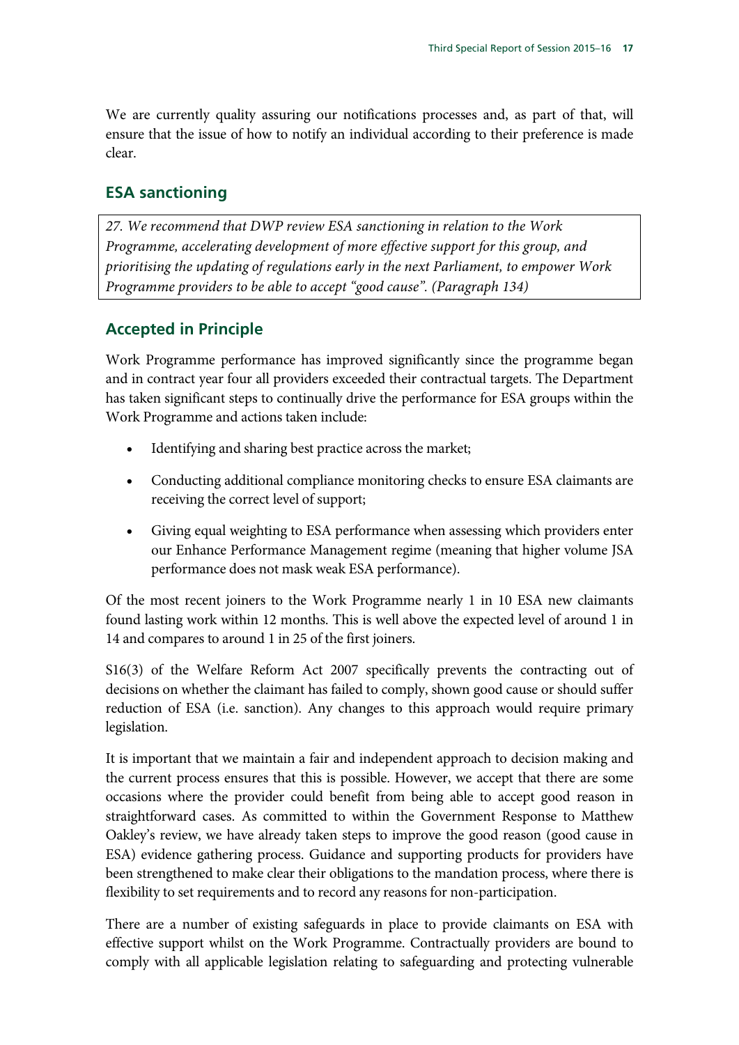We are currently quality assuring our notifications processes and, as part of that, will ensure that the issue of how to notify an individual according to their preference is made clear.

## ESA sanctioning

*27. We recommend that DWP review ESA sanctioning in relation to the Work Programme, accelerating development of more effective support for this group, and prioritising the updating of regulations early in the next Parliament, to empower Work Programme providers to be able to accept "good cause". (Paragraph 134)*

## Accepted in Principle

Work Programme performance has improved significantly since the programme began and in contract year four all providers exceeded their contractual targets. The Department has taken significant steps to continually drive the performance for ESA groups within the Work Programme and actions taken include:

- Identifying and sharing best practice across the market;
- Conducting additional compliance monitoring checks to ensure ESA claimants are receiving the correct level of support;
- Giving equal weighting to ESA performance when assessing which providers enter our Enhance Performance Management regime (meaning that higher volume JSA performance does not mask weak ESA performance).

Of the most recent joiners to the Work Programme nearly 1 in 10 ESA new claimants found lasting work within 12 months. This is well above the expected level of around 1 in 14 and compares to around 1 in 25 of the first joiners.

S16(3) of the Welfare Reform Act 2007 specifically prevents the contracting out of decisions on whether the claimant has failed to comply, shown good cause or should suffer reduction of ESA (i.e. sanction). Any changes to this approach would require primary legislation.

It is important that we maintain a fair and independent approach to decision making and the current process ensures that this is possible. However, we accept that there are some occasions where the provider could benefit from being able to accept good reason in straightforward cases. As committed to within the Government Response to Matthew Oakley's review, we have already taken steps to improve the good reason (good cause in ESA) evidence gathering process. Guidance and supporting products for providers have been strengthened to make clear their obligations to the mandation process, where there is flexibility to set requirements and to record any reasons for non-participation.

There are a number of existing safeguards in place to provide claimants on ESA with effective support whilst on the Work Programme. Contractually providers are bound to comply with all applicable legislation relating to safeguarding and protecting vulnerable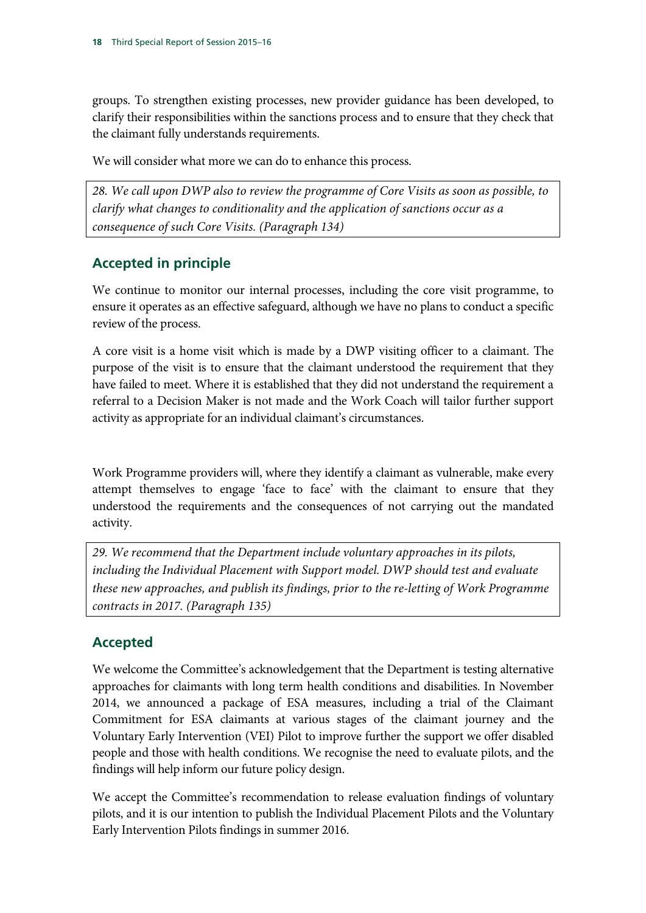groups. To strengthen existing processes, new provider guidance has been developed, to clarify their responsibilities within the sanctions process and to ensure that they check that the claimant fully understands requirements.

We will consider what more we can do to enhance this process.

*28. We call upon DWP also to review the programme of Core Visits as soon as possible, to clarify what changes to conditionality and the application of sanctions occur as a consequence of such Core Visits. (Paragraph 134)*

## Accepted in principle

We continue to monitor our internal processes, including the core visit programme, to ensure it operates as an effective safeguard, although we have no plans to conduct a specific review of the process.

A core visit is a home visit which is made by a DWP visiting officer to a claimant. The purpose of the visit is to ensure that the claimant understood the requirement that they have failed to meet. Where it is established that they did not understand the requirement a referral to a Decision Maker is not made and the Work Coach will tailor further support activity as appropriate for an individual claimant's circumstances.

Work Programme providers will, where they identify a claimant as vulnerable, make every attempt themselves to engage 'face to face' with the claimant to ensure that they understood the requirements and the consequences of not carrying out the mandated activity.

*29. We recommend that the Department include voluntary approaches in its pilots, including the Individual Placement with Support model. DWP should test and evaluate these new approaches, and publish its findings, prior to the re-letting of Work Programme contracts in 2017. (Paragraph 135)*

## Accepted

We welcome the Committee's acknowledgement that the Department is testing alternative approaches for claimants with long term health conditions and disabilities. In November 2014, we announced a package of ESA measures, including a trial of the Claimant Commitment for ESA claimants at various stages of the claimant journey and the Voluntary Early Intervention (VEI) Pilot to improve further the support we offer disabled people and those with health conditions. We recognise the need to evaluate pilots, and the findings will help inform our future policy design.

We accept the Committee's recommendation to release evaluation findings of voluntary pilots, and it is our intention to publish the Individual Placement Pilots and the Voluntary Early Intervention Pilots findings in summer 2016.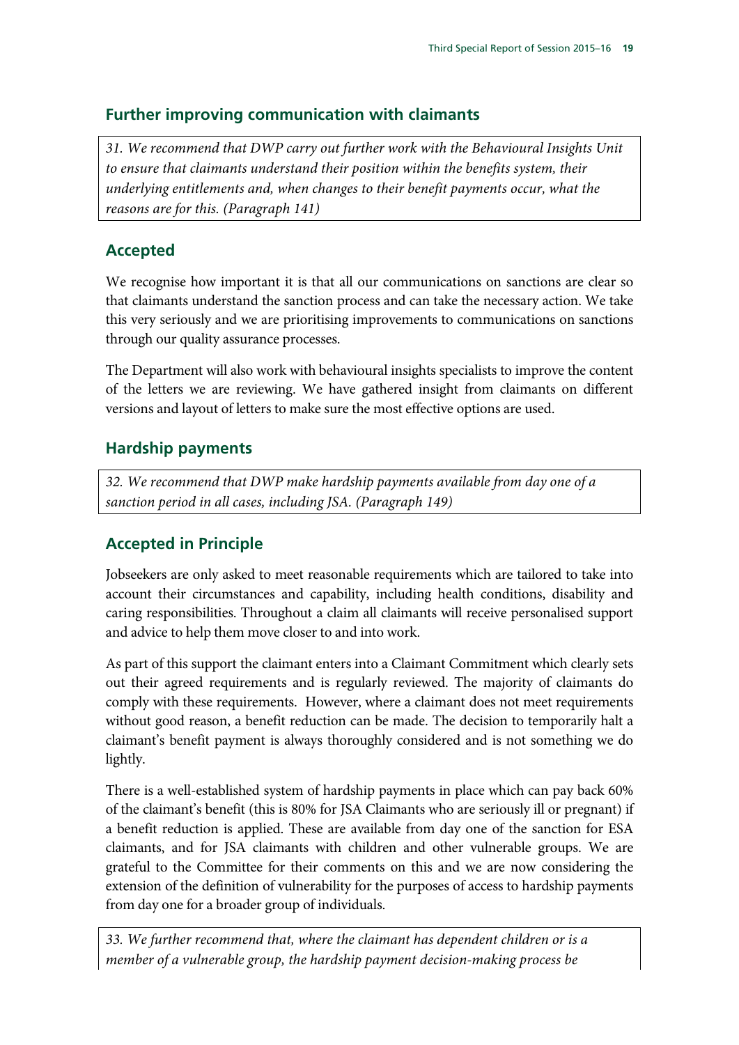## Further improving communication with claimants

*31. We recommend that DWP carry out further work with the Behavioural Insights Unit to ensure that claimants understand their position within the benefits system, their underlying entitlements and, when changes to their benefit payments occur, what the reasons are for this. (Paragraph 141)*

## Accepted

We recognise how important it is that all our communications on sanctions are clear so that claimants understand the sanction process and can take the necessary action. We take this very seriously and we are prioritising improvements to communications on sanctions through our quality assurance processes.

The Department will also work with behavioural insights specialists to improve the content of the letters we are reviewing. We have gathered insight from claimants on different versions and layout of letters to make sure the most effective options are used.

## Hardship payments

*32. We recommend that DWP make hardship payments available from day one of a sanction period in all cases, including JSA. (Paragraph 149)*

## Accepted in Principle

Jobseekers are only asked to meet reasonable requirements which are tailored to take into account their circumstances and capability, including health conditions, disability and caring responsibilities. Throughout a claim all claimants will receive personalised support and advice to help them move closer to and into work.

As part of this support the claimant enters into a Claimant Commitment which clearly sets out their agreed requirements and is regularly reviewed. The majority of claimants do comply with these requirements. However, where a claimant does not meet requirements without good reason, a benefit reduction can be made. The decision to temporarily halt a claimant's benefit payment is always thoroughly considered and is not something we do lightly.

There is a well-established system of hardship payments in place which can pay back 60% of the claimant's benefit (this is 80% for JSA Claimants who are seriously ill or pregnant) if a benefit reduction is applied. These are available from day one of the sanction for ESA claimants, and for JSA claimants with children and other vulnerable groups. We are grateful to the Committee for their comments on this and we are now considering the extension of the definition of vulnerability for the purposes of access to hardship payments from day one for a broader group of individuals.

*33. We further recommend that, where the claimant has dependent children or is a member of a vulnerable group, the hardship payment decision-making process be*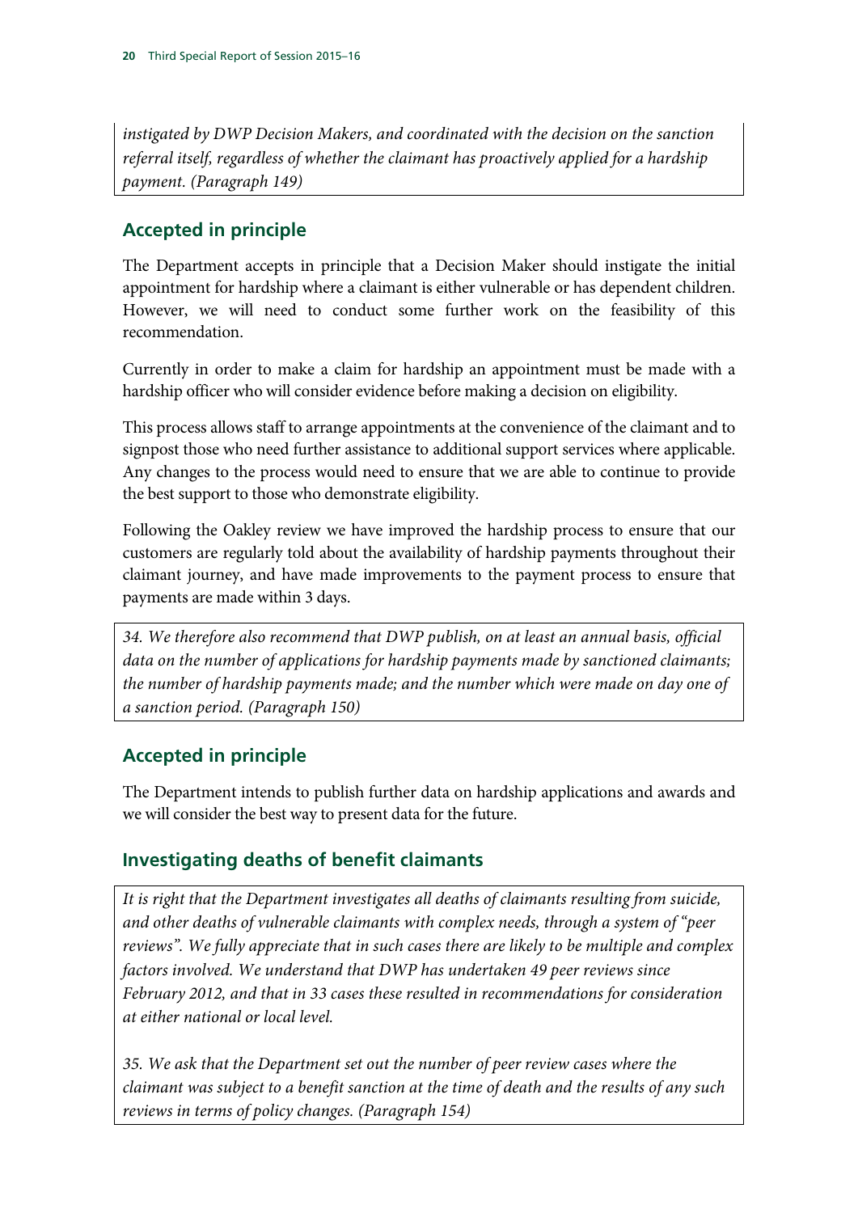*instigated by DWP Decision Makers, and coordinated with the decision on the sanction referral itself, regardless of whether the claimant has proactively applied for a hardship payment. (Paragraph 149)*

### Accepted in principle

The Department accepts in principle that a Decision Maker should instigate the initial appointment for hardship where a claimant is either vulnerable or has dependent children. However, we will need to conduct some further work on the feasibility of this recommendation.

Currently in order to make a claim for hardship an appointment must be made with a hardship officer who will consider evidence before making a decision on eligibility.

This process allows staff to arrange appointments at the convenience of the claimant and to signpost those who need further assistance to additional support services where applicable. Any changes to the process would need to ensure that we are able to continue to provide the best support to those who demonstrate eligibility.

Following the Oakley review we have improved the hardship process to ensure that our customers are regularly told about the availability of hardship payments throughout their claimant journey, and have made improvements to the payment process to ensure that payments are made within 3 days.

*34. We therefore also recommend that DWP publish, on at least an annual basis, official data on the number of applications for hardship payments made by sanctioned claimants; the number of hardship payments made; and the number which were made on day one of a sanction period. (Paragraph 150)*

### Accepted in principle

The Department intends to publish further data on hardship applications and awards and we will consider the best way to present data for the future.

## Investigating deaths of benefit claimants

*It is right that the Department investigates all deaths of claimants resulting from suicide, and other deaths of vulnerable claimants with complex needs, through a system of "peer reviews". We fully appreciate that in such cases there are likely to be multiple and complex factors involved. We understand that DWP has undertaken 49 peer reviews since February 2012, and that in 33 cases these resulted in recommendations for consideration at either national or local level.*

*35. We ask that the Department set out the number of peer review cases where the claimant was subject to a benefit sanction at the time of death and the results of any such reviews in terms of policy changes. (Paragraph 154)*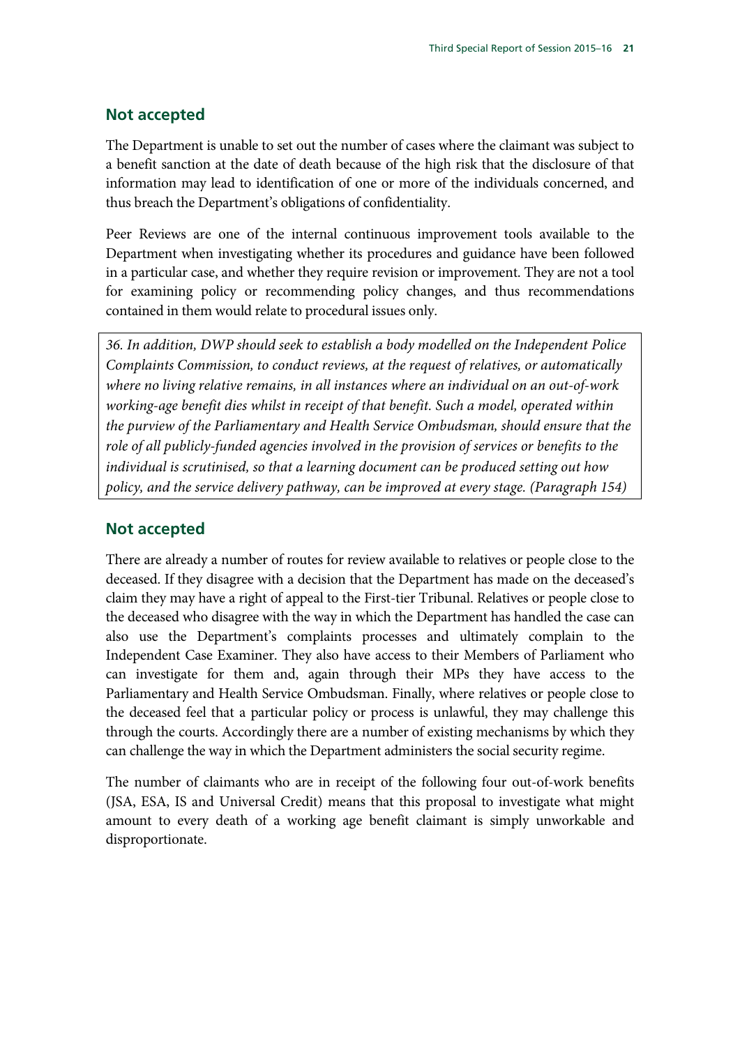## Not accepted

The Department is unable to set out the number of cases where the claimant was subject to a benefit sanction at the date of death because of the high risk that the disclosure of that information may lead to identification of one or more of the individuals concerned, and thus breach the Department's obligations of confidentiality.

Peer Reviews are one of the internal continuous improvement tools available to the Department when investigating whether its procedures and guidance have been followed in a particular case, and whether they require revision or improvement. They are not a tool for examining policy or recommending policy changes, and thus recommendations contained in them would relate to procedural issues only.

*36. In addition, DWP should seek to establish a body modelled on the Independent Police Complaints Commission, to conduct reviews, at the request of relatives, or automatically where no living relative remains, in all instances where an individual on an out-of-work working-age benefit dies whilst in receipt of that benefit. Such a model, operated within the purview of the Parliamentary and Health Service Ombudsman, should ensure that the role of all publicly-funded agencies involved in the provision of services or benefits to the individual is scrutinised, so that a learning document can be produced setting out how policy, and the service delivery pathway, can be improved at every stage. (Paragraph 154)*

## Not accepted

There are already a number of routes for review available to relatives or people close to the deceased. If they disagree with a decision that the Department has made on the deceased's claim they may have a right of appeal to the First-tier Tribunal. Relatives or people close to the deceased who disagree with the way in which the Department has handled the case can also use the Department's complaints processes and ultimately complain to the Independent Case Examiner. They also have access to their Members of Parliament who can investigate for them and, again through their MPs they have access to the Parliamentary and Health Service Ombudsman. Finally, where relatives or people close to the deceased feel that a particular policy or process is unlawful, they may challenge this through the courts. Accordingly there are a number of existing mechanisms by which they can challenge the way in which the Department administers the social security regime.

The number of claimants who are in receipt of the following four out-of-work benefits (JSA, ESA, IS and Universal Credit) means that this proposal to investigate what might amount to every death of a working age benefit claimant is simply unworkable and disproportionate.